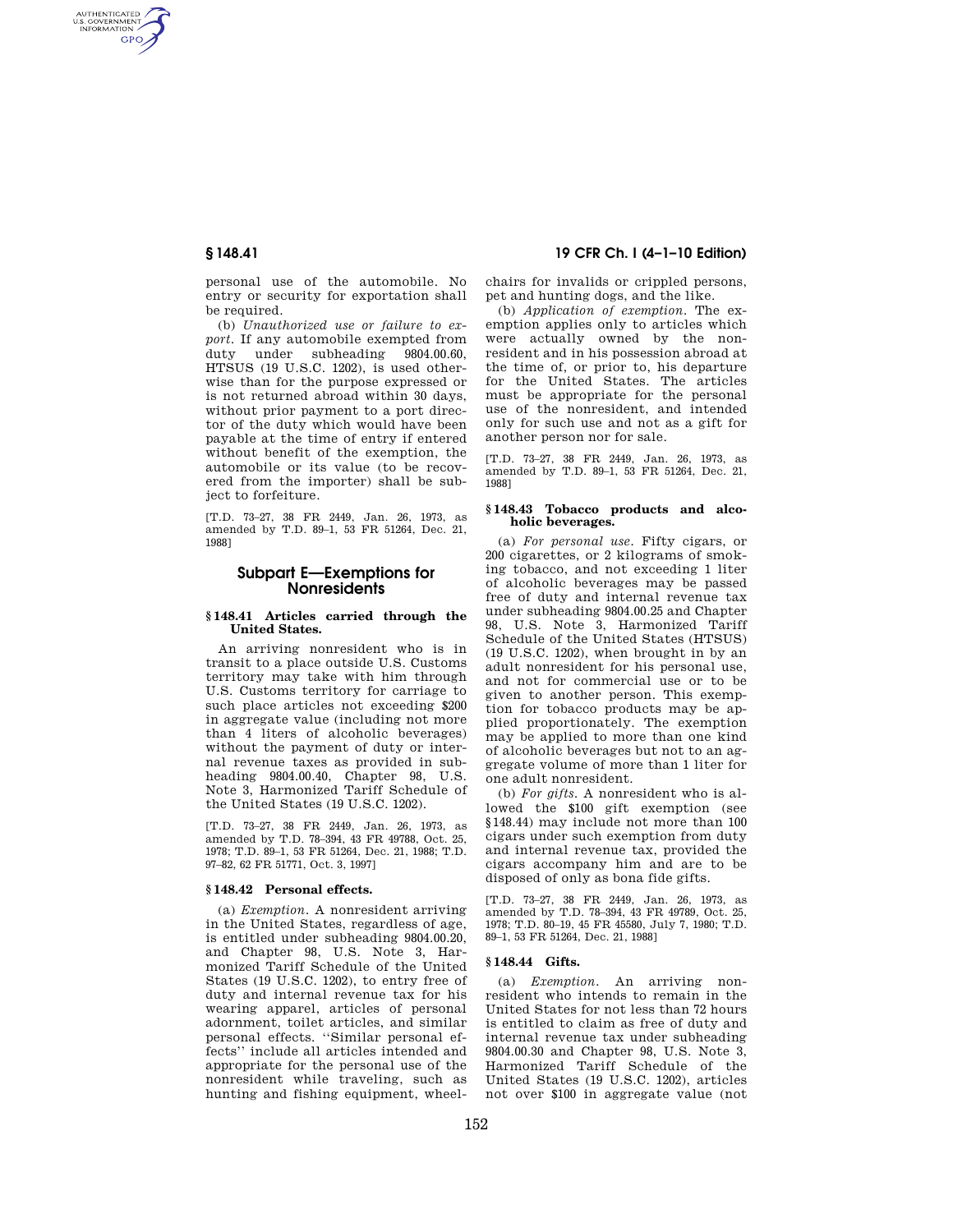personal use of the automobile. No entry or security for exportation shall be required.

(b) *Unauthorized use or failure to export.* If any automobile exempted from duty under subheading 9804.00.60, HTSUS (19 U.S.C. 1202), is used otherwise than for the purpose expressed or is not returned abroad within 30 days, without prior payment to a port director of the duty which would have been payable at the time of entry if entered without benefit of the exemption, the automobile or its value (to be recovered from the importer) shall be subject to forfeiture.

[T.D. 73–27, 38 FR 2449, Jan. 26, 1973, as amended by T.D. 89–1, 53 FR 51264, Dec. 21, 1988]

## Subpart E—Exemptions for Nonresidents

### § 148.41 Articles carried through the United States.

An arriving nonresident who is in transit to a place outside U.S. Customs territory may take with him through U.S. Customs territory for carriage to such place articles not exceeding $200 in aggregate value (including not more than 4 liters of alcoholic beverages) without the payment of duty or internal revenue taxes as provided in subheading 9804.00.40, Chapter 98, U.S. Note 3, Harmonized Tariff Schedule of the United States (19 U.S.C. 1202).

[T.D. 73–27, 38 FR 2449, Jan. 26, 1973, as amended by T.D. 78–394, 43 FR 49788, Oct. 25, 1978; T.D. 89–1, 53 FR 51264, Dec. 21, 1988; T.D. 97–82, 62 FR 51771, Oct. 3, 1997]

### § 148.42 Personal effects.

(a) *Exemption.* A nonresident arriving in the United States, regardless of age, is entitled under subheading 9804.00.20, and Chapter 98, U.S. Note 3, Harmonized Tariff Schedule of the United States (19 U.S.C. 1202), to entry free of duty and internal revenue tax for his wearing apparel, articles of personal adornment, toilet articles, and similar personal effects. ''Similar personal effects'' include all articles intended and appropriate for the personal use of the nonresident while traveling, such as hunting and fishing equipment, wheelchairs for invalids or crippled persons, pet and hunting dogs, and the like.

(b) *Application of exemption.* The exemption applies only to articles which were actually owned by the nonresident and in his possession abroad at the time of, or prior to, his departure for the United States. The articles must be appropriate for the personal use of the nonresident, and intended only for such use and not as a gift for another person nor for sale.

[T.D. 73–27, 38 FR 2449, Jan. 26, 1973, as amended by T.D. 89–1, 53 FR 51264, Dec. 21, 1988]

### § 148.43 Tobacco products and alcoholic beverages.

(a) *For personal use.* Fifty cigars, or 200 cigarettes, or 2 kilograms of smoking tobacco, and not exceeding 1 liter of alcoholic beverages may be passed free of duty and internal revenue tax under subheading 9804.00.25 and Chapter 98, U.S. Note 3, Harmonized Tariff Schedule of the United States (HTSUS) (19 U.S.C. 1202), when brought in by an adult nonresident for his personal use, and not for commercial use or to be given to another person. This exemption for tobacco products may be applied proportionately. The exemption may be applied to more than one kind of alcoholic beverages but not to an aggregate volume of more than 1 liter for one adult nonresident.

(b) *For gifts.* A nonresident who is allowed the $100 gift exemption (see § 148.44) may include not more than 100 cigars under such exemption from duty and internal revenue tax, provided the cigars accompany him and are to be disposed of only as bona fide gifts.

[T.D. 73–27, 38 FR 2449, Jan. 26, 1973, as amended by T.D. 78–394, 43 FR 49789, Oct. 25, 1978; T.D. 80–19, 45 FR 45580, July 7, 1980; T.D. 89–1, 53 FR 51264, Dec. 21, 1988]

### § 148.44 Gifts.

(a) *Exemption.* An arriving nonresident who intends to remain in the United States for not less than 72 hours is entitled to claim as free of duty and internal revenue tax under subheading 9804.00.30 and Chapter 98, U.S. Note 3, Harmonized Tariff Schedule of the United States (19 U.S.C. 1202), articles not over $100 in aggregate value (not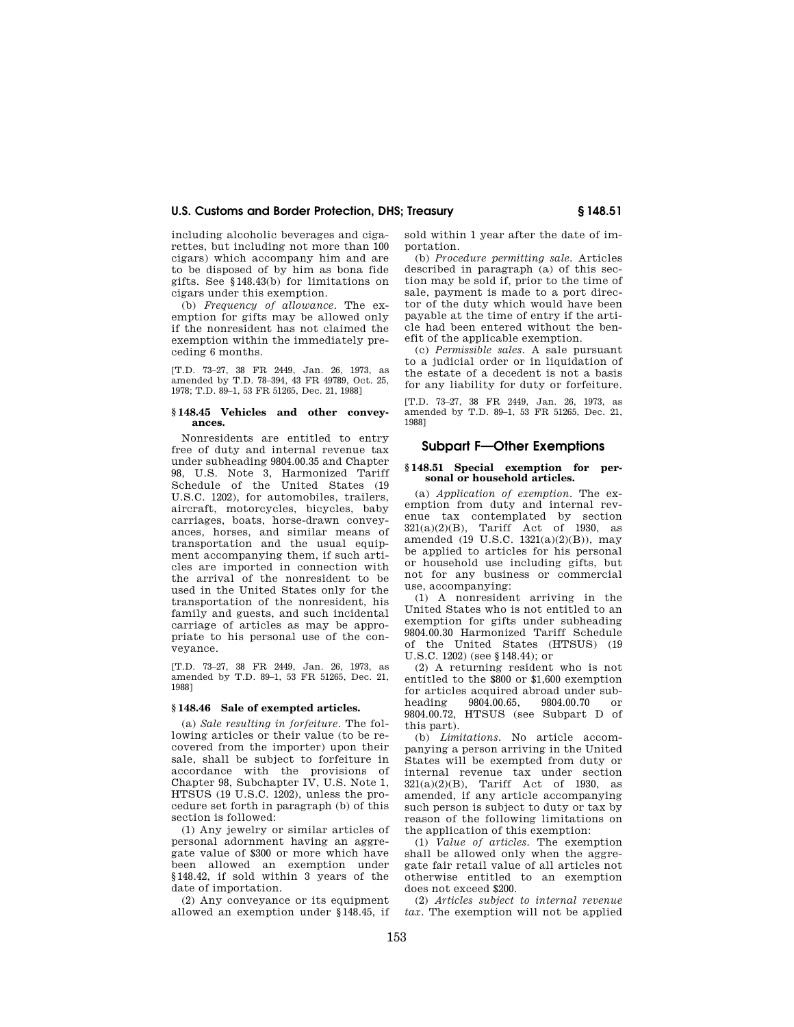including alcoholic beverages and cigarettes, but including not more than 100 cigars) which accompany him and are to be disposed of by him as bona fide gifts. See §148.43(b) for limitations on cigars under this exemption.

(b) *Frequency of allowance*. The exemption for gifts may be allowed only if the nonresident has not claimed the exemption within the immediately preceding 6 months.

[T.D. 73–27, 38 FR 2449, Jan. 26, 1973, as amended by T.D. 78–394, 43 FR 49789, Oct. 25, 1978; T.D. 89–1, 53 FR 51265, Dec. 21, 1988]

### §148.45 Vehicles and other conveyances.

Nonresidents are entitled to entry free of duty and internal revenue tax under subheading 9804.00.35 and Chapter 98, U.S. Note 3, Harmonized Tariff Schedule of the United States (19 U.S.C. 1202), for automobiles, trailers, aircraft, motorcycles, bicycles, baby carriages, boats, horse-drawn conveyances, horses, and similar means of transportation and the usual equipment accompanying them, if such articles are imported in connection with the arrival of the nonresident to be used in the United States only for the transportation of the nonresident, his family and guests, and such incidental carriage of articles as may be appropriate to his personal use of the conveyance.

[T.D. 73–27, 38 FR 2449, Jan. 26, 1973, as amended by T.D. 89–1, 53 FR 51265, Dec. 21, 1988]

### §148.46 Sale of exempted articles.

(a) *Sale resulting in forfeiture*. The following articles or their value (to be recovered from the importer) upon their sale, shall be subject to forfeiture in accordance with the provisions of Chapter 98, Subchapter IV, U.S. Note 1, HTSUS (19 U.S.C. 1202), unless the procedure set forth in paragraph (b) of this section is followed:

(1) Any jewelry or similar articles of personal adornment having an aggregate value of $300 or more which have been allowed an exemption under §148.42, if sold within 3 years of the date of importation.

(2) Any conveyance or its equipment allowed an exemption under §148.45, if sold within 1 year after the date of importation.

(b) *Procedure permitting sale*. Articles described in paragraph (a) of this section may be sold if, prior to the time of sale, payment is made to a port director of the duty which would have been payable at the time of entry if the article had been entered without the benefit of the applicable exemption.

(c) *Permissible sales*. A sale pursuant to a judicial order or in liquidation of the estate of a decedent is not a basis for any liability for duty or forfeiture.

[T.D. 73–27, 38 FR 2449, Jan. 26, 1973, as amended by T.D. 89–1, 53 FR 51265, Dec. 21, 1988]

## Subpart F—Other Exemptions

### §148.51 Special exemption for personal or household articles.

(a) *Application of exemption*. The exemption from duty and internal revenue tax contemplated by section 321(a)(2)(B), Tariff Act of 1930, as amended (19 U.S.C. 1321(a)(2)(B)), may be applied to articles for his personal or household use including gifts, but not for any business or commercial use, accompanying:

(1) A nonresident arriving in the United States who is not entitled to an exemption for gifts under subheading 9804.00.30 Harmonized Tariff Schedule of the United States (HTSUS) (19 U.S.C. 1202) (see §148.44); or

(2) A returning resident who is not entitled to the $800 or $1,600 exemption for articles acquired abroad under subheading 9804.00.65, 9804.00.70 or 9804.00.72, HTSUS (see Subpart D of this part).

(b) *Limitations*. No article accompanying a person arriving in the United States will be exempted from duty or internal revenue tax under section 321(a)(2)(B), Tariff Act of 1930, as amended, if any article accompanying such person is subject to duty or tax by reason of the following limitations on the application of this exemption:

(1) *Value of articles*. The exemption shall be allowed only when the aggregate fair retail value of all articles not otherwise entitled to an exemption does not exceed $200.

(2) *Articles subject to internal revenue tax*. The exemption will not be applied